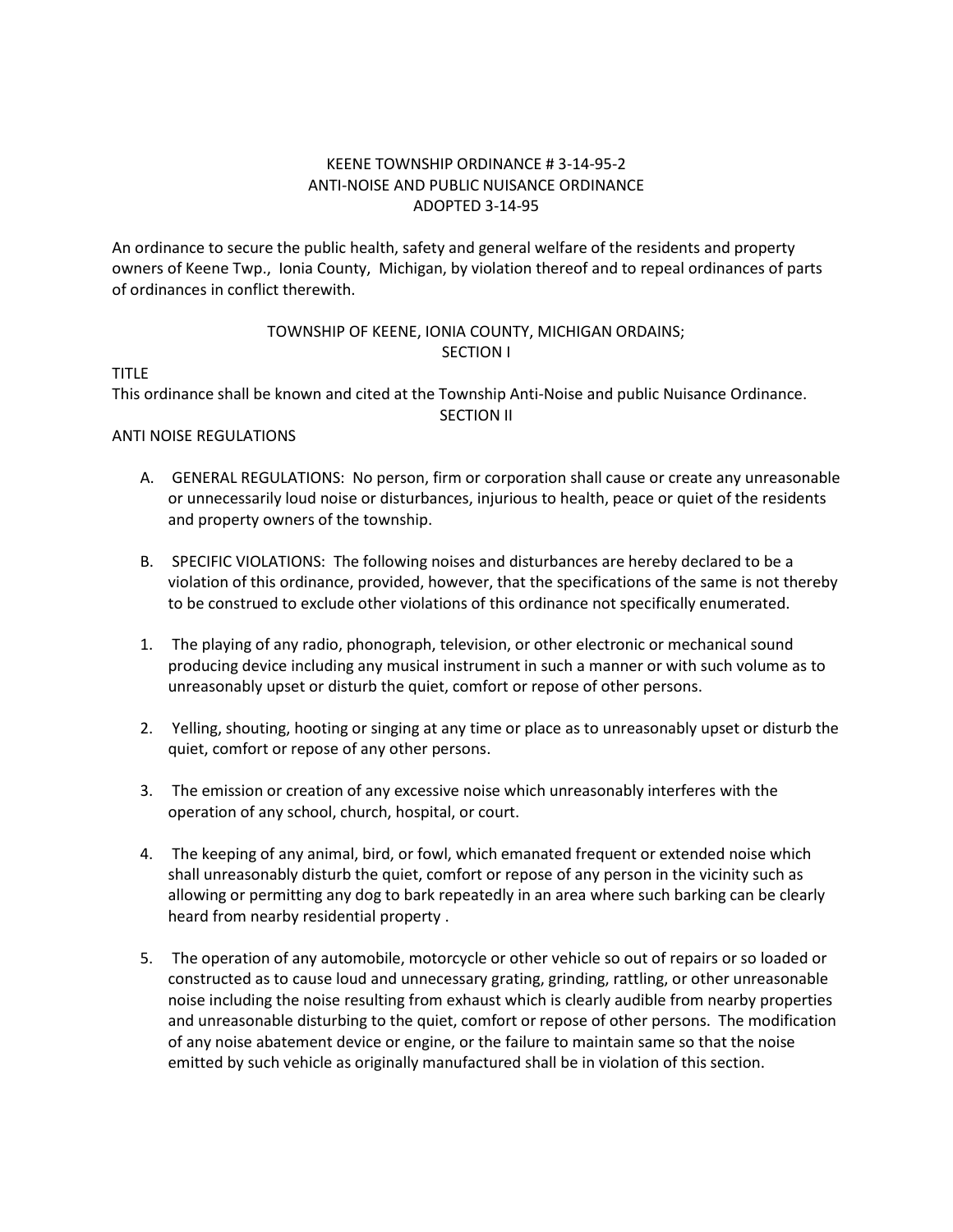# KEENE TOWNSHIP ORDINANCE # 3-14-95-2
# ANTI-NOISE AND PUBLIC NUISANCE ORDINANCE
# ADOPTED 3-14-95

An ordinance to secure the public health, safety and general welfare of the residents and property owners of Keene Twp., Ionia County, Michigan, by violation thereof and to repeal ordinances of parts of ordinances in conflict therewith.

## TOWNSHIP OF KEENE, IONIA COUNTY, MICHIGAN ORDAINS;
## SECTION I

TITLE

This ordinance shall be known and cited at the Township Anti-Noise and public Nuisance Ordinance.

## SECTION II

ANTI NOISE REGULATIONS

A. GENERAL REGULATIONS: No person, firm or corporation shall cause or create any unreasonable or unnecessarily loud noise or disturbances, injurious to health, peace or quiet of the residents and property owners of the township.

B. SPECIFIC VIOLATIONS: The following noises and disturbances are hereby declared to be a violation of this ordinance, provided, however, that the specifications of the same is not thereby to be construed to exclude other violations of this ordinance not specifically enumerated.

1. The playing of any radio, phonograph, television, or other electronic or mechanical sound producing device including any musical instrument in such a manner or with such volume as to unreasonably upset or disturb the quiet, comfort or repose of other persons.

2. Yelling, shouting, hooting or singing at any time or place as to unreasonably upset or disturb the quiet, comfort or repose of any other persons.

3. The emission or creation of any excessive noise which unreasonably interferes with the operation of any school, church, hospital, or court.

4. The keeping of any animal, bird, or fowl, which emanated frequent or extended noise which shall unreasonably disturb the quiet, comfort or repose of any person in the vicinity such as allowing or permitting any dog to bark repeatedly in an area where such barking can be clearly heard from nearby residential property .

5. The operation of any automobile, motorcycle or other vehicle so out of repairs or so loaded or constructed as to cause loud and unnecessary grating, grinding, rattling, or other unreasonable noise including the noise resulting from exhaust which is clearly audible from nearby properties and unreasonable disturbing to the quiet, comfort or repose of other persons. The modification of any noise abatement device or engine, or the failure to maintain same so that the noise emitted by such vehicle as originally manufactured shall be in violation of this section.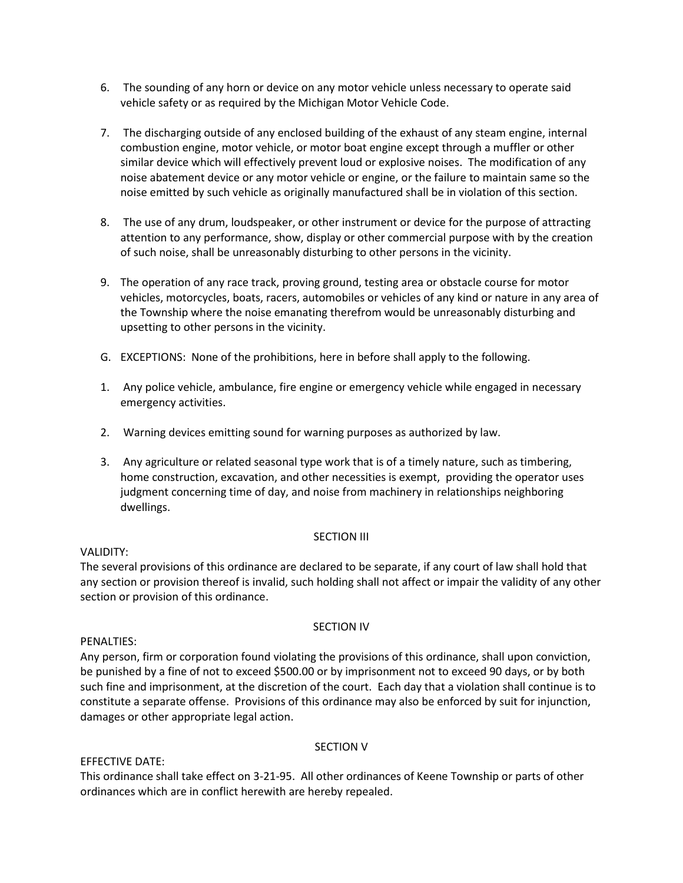6. The sounding of any horn or device on any motor vehicle unless necessary to operate said vehicle safety or as required by the Michigan Motor Vehicle Code.

7. The discharging outside of any enclosed building of the exhaust of any steam engine, internal combustion engine, motor vehicle, or motor boat engine except through a muffler or other similar device which will effectively prevent loud or explosive noises. The modification of any noise abatement device or any motor vehicle or engine, or the failure to maintain same so the noise emitted by such vehicle as originally manufactured shall be in violation of this section.

8. The use of any drum, loudspeaker, or other instrument or device for the purpose of attracting attention to any performance, show, display or other commercial purpose with by the creation of such noise, shall be unreasonably disturbing to other persons in the vicinity.

9. The operation of any race track, proving ground, testing area or obstacle course for motor vehicles, motorcycles, boats, racers, automobiles or vehicles of any kind or nature in any area of the Township where the noise emanating therefrom would be unreasonably disturbing and upsetting to other persons in the vicinity.

G. EXCEPTIONS: None of the prohibitions, here in before shall apply to the following.

1. Any police vehicle, ambulance, fire engine or emergency vehicle while engaged in necessary emergency activities.

2. Warning devices emitting sound for warning purposes as authorized by law.

3. Any agriculture or related seasonal type work that is of a timely nature, such as timbering, home construction, excavation, and other necessities is exempt, providing the operator uses judgment concerning time of day, and noise from machinery in relationships neighboring dwellings.

## SECTION III

VALIDITY:

The several provisions of this ordinance are declared to be separate, if any court of law shall hold that any section or provision thereof is invalid, such holding shall not affect or impair the validity of any other section or provision of this ordinance.

## SECTION IV

PENALTIES:

Any person, firm or corporation found violating the provisions of this ordinance, shall upon conviction, be punished by a fine of not to exceed $500.00 or by imprisonment not to exceed 90 days, or by both such fine and imprisonment, at the discretion of the court. Each day that a violation shall continue is to constitute a separate offense. Provisions of this ordinance may also be enforced by suit for injunction, damages or other appropriate legal action.

## SECTION V

EFFECTIVE DATE:

This ordinance shall take effect on 3-21-95. All other ordinances of Keene Township or parts of other ordinances which are in conflict herewith are hereby repealed.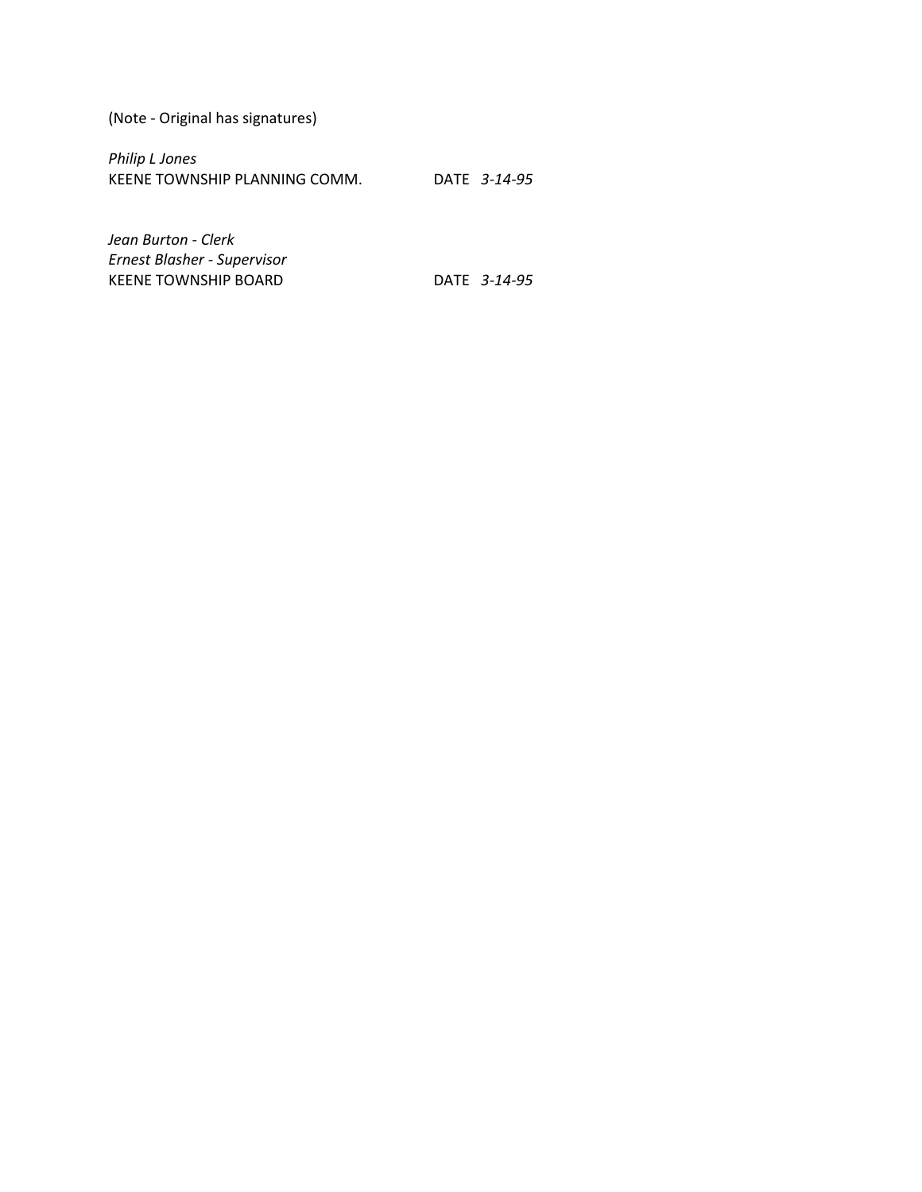(Note - Original has signatures)

*Philip L Jones*
KEENE TOWNSHIP PLANNING COMM. DATE *3-14-95*

*Jean Burton - Clerk*
*Ernest Blasher - Supervisor*
KEENE TOWNSHIP BOARD DATE *3-14-95*